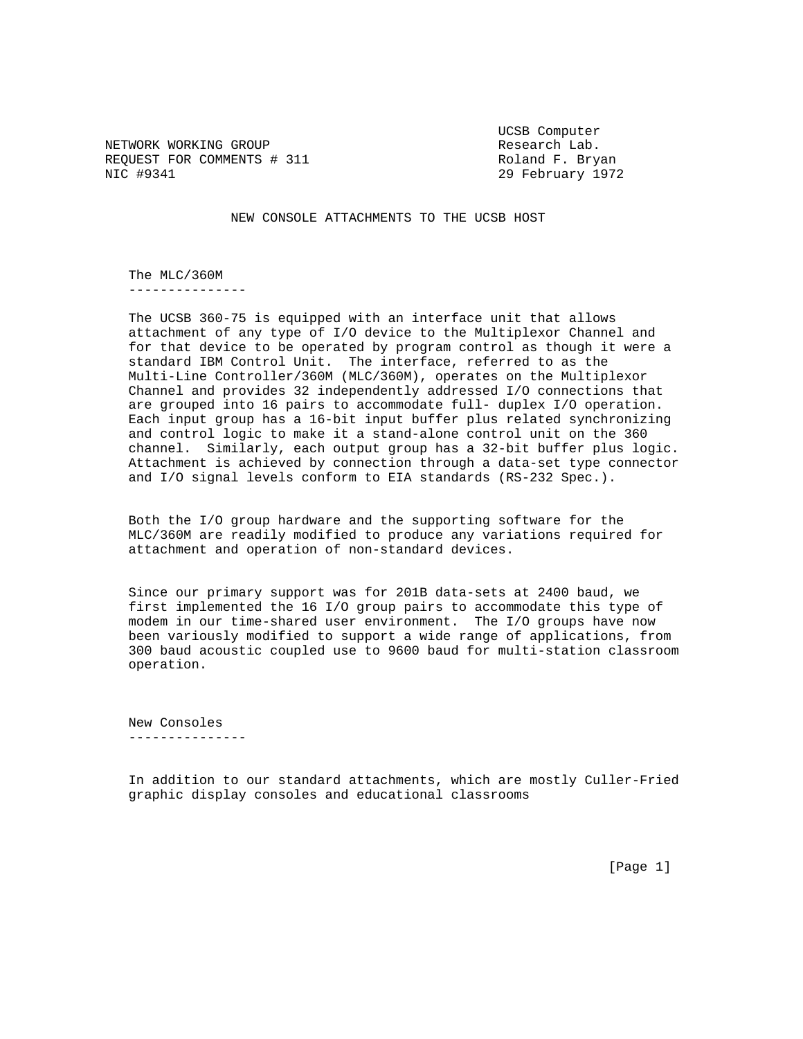NETWORK WORKING GROUP
REQUEST FOR COMMENTS # 311
NIC #9341

UCSB Computer
Research Lab.
Roland F. Bryan
29 February 1972

# NEW CONSOLE ATTACHMENTS TO THE UCSB HOST

## The MLC/360M

The UCSB 360-75 is equipped with an interface unit that allows attachment of any type of I/O device to the Multiplexor Channel and for that device to be operated by program control as though it were a standard IBM Control Unit. The interface, referred to as the Multi-Line Controller/360M (MLC/360M), operates on the Multiplexor Channel and provides 32 independently addressed I/O connections that are grouped into 16 pairs to accommodate full- duplex I/O operation. Each input group has a 16-bit input buffer plus related synchronizing and control logic to make it a stand-alone control unit on the 360 channel. Similarly, each output group has a 32-bit buffer plus logic. Attachment is achieved by connection through a data-set type connector and I/O signal levels conform to EIA standards (RS-232 Spec.).

Both the I/O group hardware and the supporting software for the MLC/360M are readily modified to produce any variations required for attachment and operation of non-standard devices.

Since our primary support was for 201B data-sets at 2400 baud, we first implemented the 16 I/O group pairs to accommodate this type of modem in our time-shared user environment. The I/O groups have now been variously modified to support a wide range of applications, from 300 baud acoustic coupled use to 9600 baud for multi-station classroom operation.

## New Consoles

In addition to our standard attachments, which are mostly Culler-Fried graphic display consoles and educational classrooms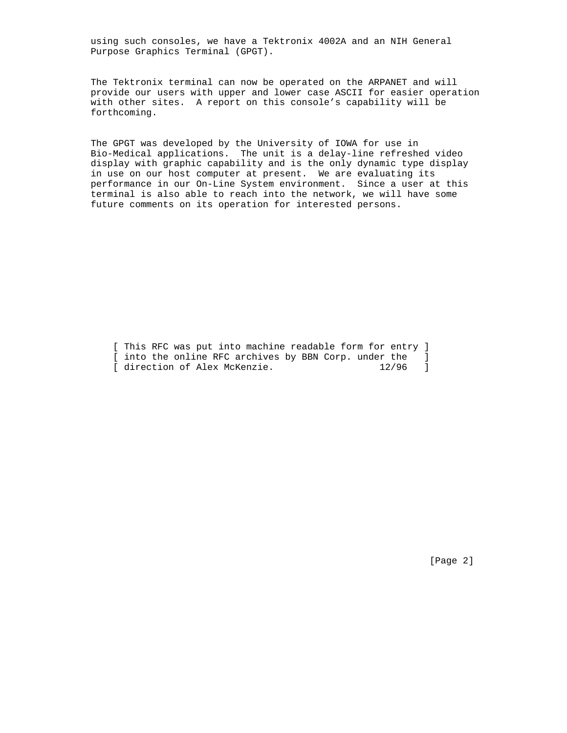using such consoles, we have a Tektronix 4002A and an NIH General Purpose Graphics Terminal (GPGT).

The Tektronix terminal can now be operated on the ARPANET and will provide our users with upper and lower case ASCII for easier operation with other sites. A report on this console's capability will be forthcoming.

The GPGT was developed by the University of IOWA for use in Bio-Medical applications. The unit is a delay-line refreshed video display with graphic capability and is the only dynamic type display in use on our host computer at present. We are evaluating its performance in our On-Line System environment. Since a user at this terminal is also able to reach into the network, we will have some future comments on its operation for interested persons.

```
[ This RFC was put into machine readable form for entry ]
[ into the online RFC archives by BBN Corp. under the   ]
[ direction of Alex McKenzie.                   12/96   ]
```